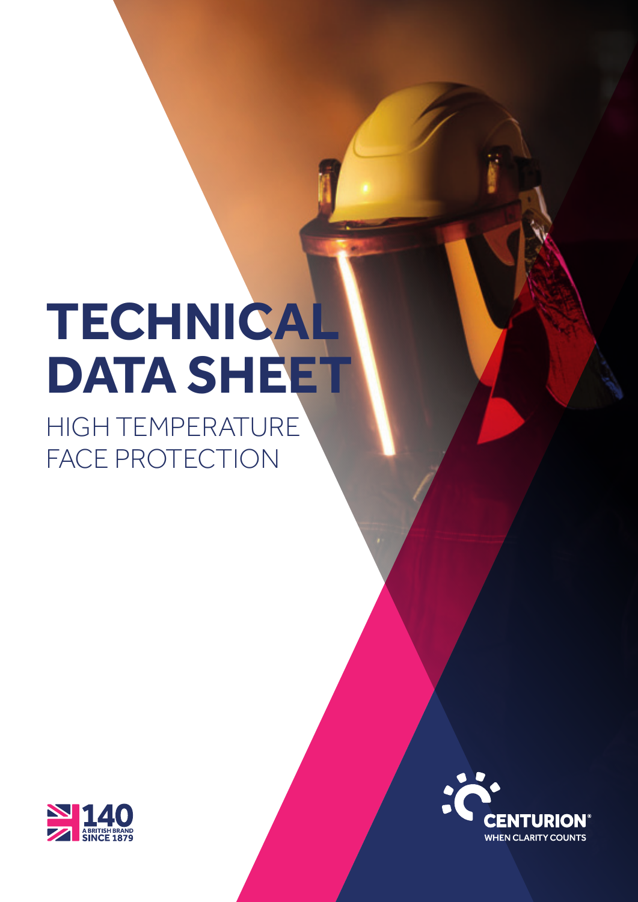# TECHNICAL DATA SHEET

HIGH TEMPERATURE FACE PROTECTION

140
A BRITISH BRAND
SINCE 1879

CENTURION®
WHEN CLARITY COUNTS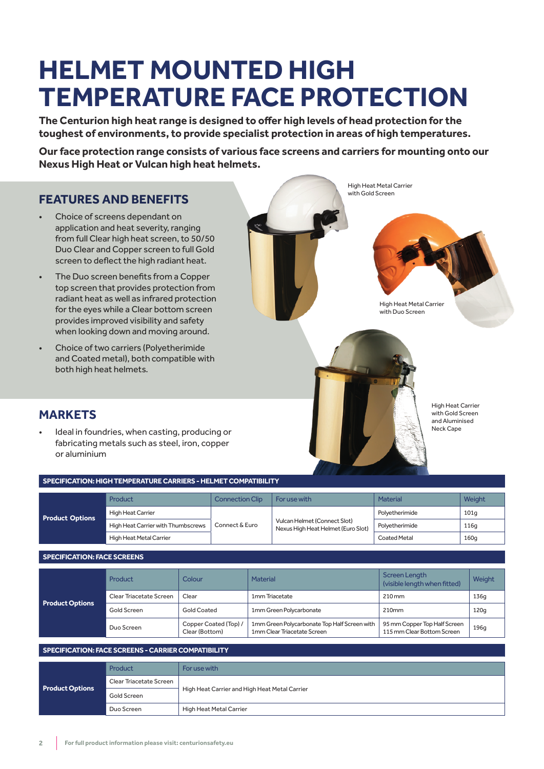# HELMET MOUNTED HIGH TEMPERATURE FACE PROTECTION

**The Centurion high heat range is designed to offer high levels of head protection for the toughest of environments, to provide specialist protection in areas of high temperatures.**

**Our face protection range consists of various face screens and carriers for mounting onto our Nexus High Heat or Vulcan high heat helmets.**

## FEATURES AND BENEFITS

- Choice of screens dependant on application and heat severity, ranging from full Clear high heat screen, to 50/50 Duo Clear and Copper screen to full Gold screen to deflect the high radiant heat.
- The Duo screen benefits from a Copper top screen that provides protection from radiant heat as well as infrared protection for the eyes while a Clear bottom screen provides improved visibility and safety when looking down and moving around.
- Choice of two carriers (Polyetherimide and Coated metal), both compatible with both high heat helmets.

High Heat Metal Carrier with Gold Screen

High Heat Metal Carrier with Duo Screen

High Heat Carrier with Gold Screen and Aluminised Neck Cape

## MARKETS

- Ideal in foundries, when casting, producing or fabricating metals such as steel, iron, copper or aluminium

**SPECIFICATION: HIGH TEMPERATURE CARRIERS - HELMET COMPATIBILITY**

| | Product | Connection Clip | For use with | Material | Weight |
|---|---|---|---|---|---|
| **Product Options** | High Heat Carrier | Connect & Euro | Vulcan Helmet (Connect Slot) Nexus High Heat Helmet (Euro Slot) | Polyetherimide | 101g |
| | High Heat Carrier with Thumbscrews | | | Polyetherimide | 116g |
| | High Heat Metal Carrier | | | Coated Metal | 160g |

**SPECIFICATION: FACE SCREENS**

| | Product | Colour | Material | Screen Length (visible length when fitted) | Weight |
|---|---|---|---|---|---|
| **Product Options** | Clear Triacetate Screen | Clear | 1mm Triacetate | 210 mm | 136g |
| | Gold Screen | Gold Coated | 1mm Green Polycarbonate | 210mm | 120g |
| | Duo Screen | Copper Coated (Top) / Clear (Bottom) | 1mm Green Polycarbonate Top Half Screen with 1mm Clear Triacetate Screen | 95 mm Copper Top Half Screen 115 mm Clear Bottom Screen | 196g |

**SPECIFICATION: FACE SCREENS - CARRIER COMPATIBILITY**

| | Product | For use with |
|---|---|---|
| **Product Options** | Clear Triacetate Screen | High Heat Carrier and High Heat Metal Carrier |
| | Gold Screen | |
| | Duo Screen | High Heat Metal Carrier |

For full product information please visit: centurionsafety.eu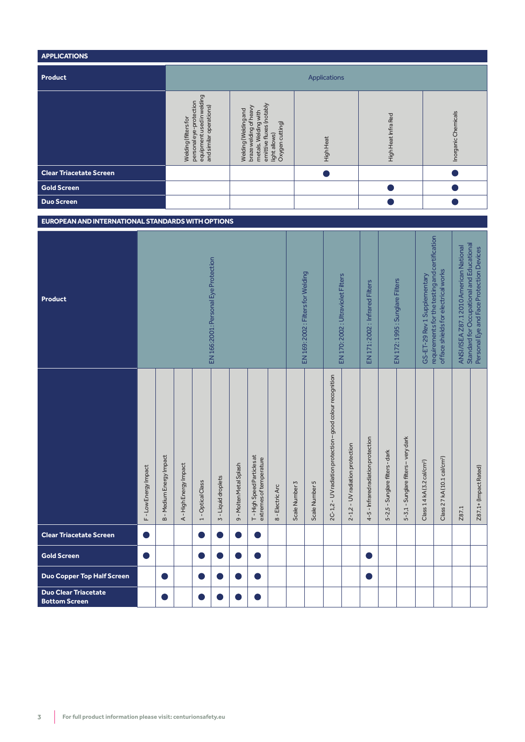## APPLICATIONS

| Product | Applications | | | | |
|---|---|---|---|---|---|
| | Welding (filters for personal eye-protection equipment used in welding and similar operations) | Welding (Welding and braze welding of heavy metals. Welding with emittive fluxes (notably light allows) Oxygen cutting) | High Heat | High Heat Infra Red | Inorganic Chemicals |
| **Clear Triacetate Screen** | | | ● | | ● |
| **Gold Screen** | | | | ● | ● |
| **Duo Screen** | | | | ● | ● |

## EUROPEAN AND INTERNATIONAL STANDARDS WITH OPTIONS

| Product | EN 166:2001: Personal Eye Protection | | | | | | | | EN 169:2002: Filters for Welding | | EN 170:2002: Ultraviolet Filters | | EN 171:2002: Infrared Filters | EN 172:1995: Sunglare Filters | | GS-ET-29 Rev 1 Supplementary requirements for the testing and certification of face shields for electrical works | | ANSI/ISEA Z87.1 2010 American National Standard for Occupational and Educational Personal Eye and Face Protection Devices | |
|---|---|---|---|---|---|---|---|---|---|---|---|---|---|---|---|---|---|---|---|
| | F - Low Energy Impact | B - Medium Energy Impact | A - High Energy Impact | 1 - Optical Class | 3 - Liquid droplets | 9 - Molten Metal Splash | T - High Speed Particles at extremes of temperature | 8 - Electric Arc | Scale Number 3 | Scale Number 5 | 2C-1,2 - UV radiation protection – good colour recognition | 2-1,2 - UV radiation protection | 4-5 - Infrared radiation protection | 5-2,5 - Sunglare filters - dark | 5-3,1 - Sunglare filters – very dark | Class 1 4 kA (3.2 cal/cm²) | Class 2 7 kA (10.1 cal/cm²) | Z87.1 | Z87.1+ (Impact Rated) |
| **Clear Triacetate Screen** | ● | | | ● | ● | ● | ● | | | | | | | | | | | | |
| **Gold Screen** | ● | | | ● | ● | ● | ● | | | | | | ● | | | | | | |
| **Duo Copper Top Half Screen** | | ● | | ● | ● | ● | ● | | | | | | ● | | | | | | |
| **Duo Clear Triacetate Bottom Screen** | | ● | | ● | ● | ● | ● | | | | | | | | | | | | |

For full product information please visit: centurionsafety.eu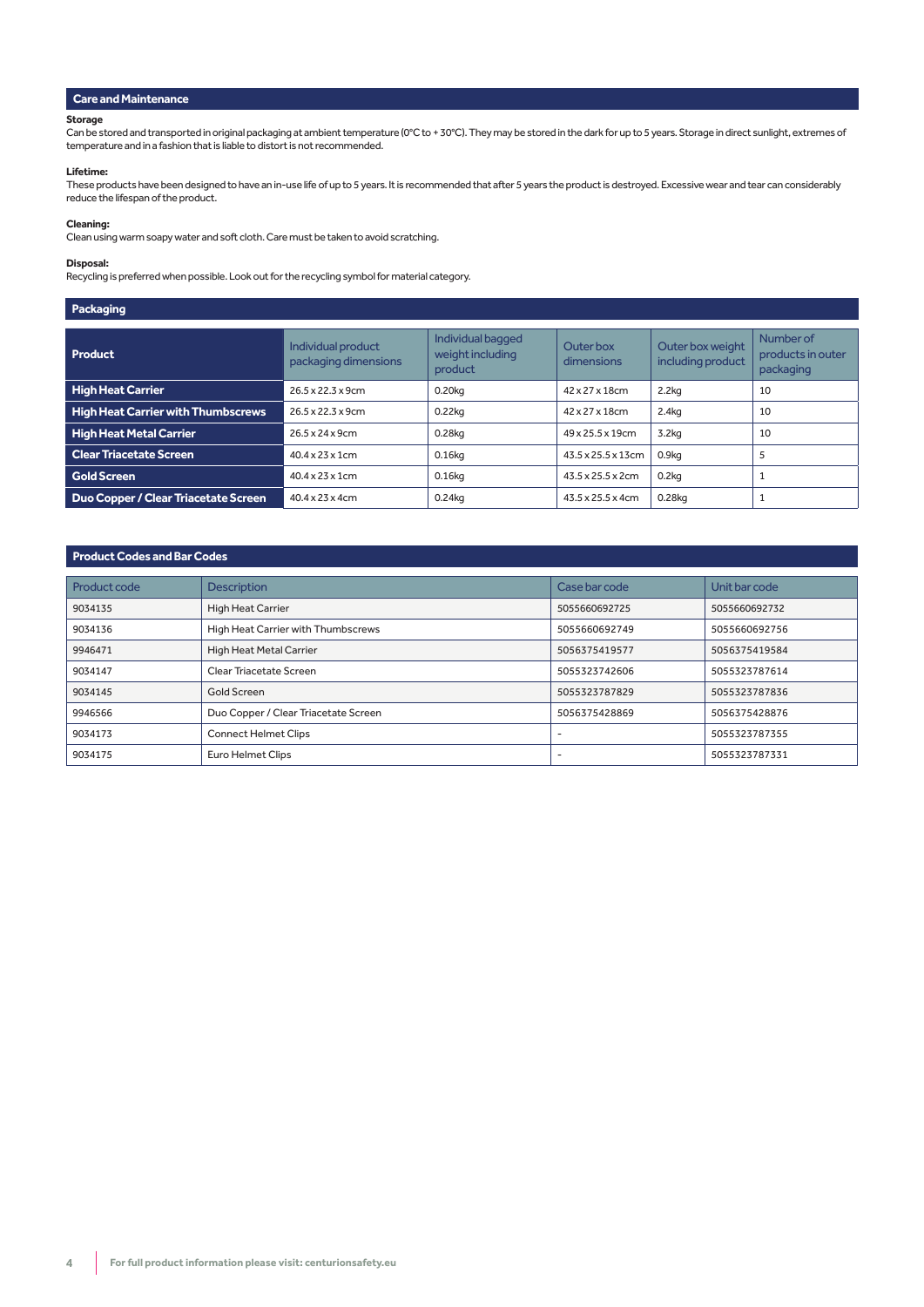## Care and Maintenance

**Storage**

Can be stored and transported in original packaging at ambient temperature (0°C to + 30°C). They may be stored in the dark for up to 5 years. Storage in direct sunlight, extremes of temperature and in a fashion that is liable to distort is not recommended.

**Lifetime:**

These products have been designed to have an in-use life of up to 5 years. It is recommended that after 5 years the product is destroyed. Excessive wear and tear can considerably reduce the lifespan of the product.

**Cleaning:**

Clean using warm soapy water and soft cloth. Care must be taken to avoid scratching.

**Disposal:**

Recycling is preferred when possible. Look out for the recycling symbol for material category.

## Packaging

| Product | Individual product packaging dimensions | Individual bagged weight including product | Outer box dimensions | Outer box weight including product | Number of products in outer packaging |
|---|---|---|---|---|---|
| **High Heat Carrier** | 26.5 x 22.3 x 9cm | 0.20kg | 42 x 27 x 18cm | 2.2kg | 10 |
| **High Heat Carrier with Thumbscrews** | 26.5 x 22.3 x 9cm | 0.22kg | 42 x 27 x 18cm | 2.4kg | 10 |
| **High Heat Metal Carrier** | 26.5 x 24 x 9cm | 0.28kg | 49 x 25.5 x 19cm | 3.2kg | 10 |
| **Clear Triacetate Screen** | 40.4 x 23 x 1cm | 0.16kg | 43.5 x 25.5 x 13cm | 0.9kg | 5 |
| **Gold Screen** | 40.4 x 23 x 1cm | 0.16kg | 43.5 x 25.5 x 2cm | 0.2kg | 1 |
| **Duo Copper / Clear Triacetate Screen** | 40.4 x 23 x 4cm | 0.24kg | 43.5 x 25.5 x 4cm | 0.28kg | 1 |

## Product Codes and Bar Codes

| Product code | Description | Case bar code | Unit bar code |
|---|---|---|---|
| 9034135 | High Heat Carrier | 5055660692725 | 5055660692732 |
| 9034136 | High Heat Carrier with Thumbscrews | 5055660692749 | 5055660692756 |
| 9946471 | High Heat Metal Carrier | 5056375419577 | 5056375419584 |
| 9034147 | Clear Triacetate Screen | 5055323742606 | 5055323787614 |
| 9034145 | Gold Screen | 5055323787829 | 5055323787836 |
| 9946566 | Duo Copper / Clear Triacetate Screen | 5056375428869 | 5056375428876 |
| 9034173 | Connect Helmet Clips | - | 5055323787355 |
| 9034175 | Euro Helmet Clips | - | 5055323787331 |

For full product information please visit: centurionsafety.eu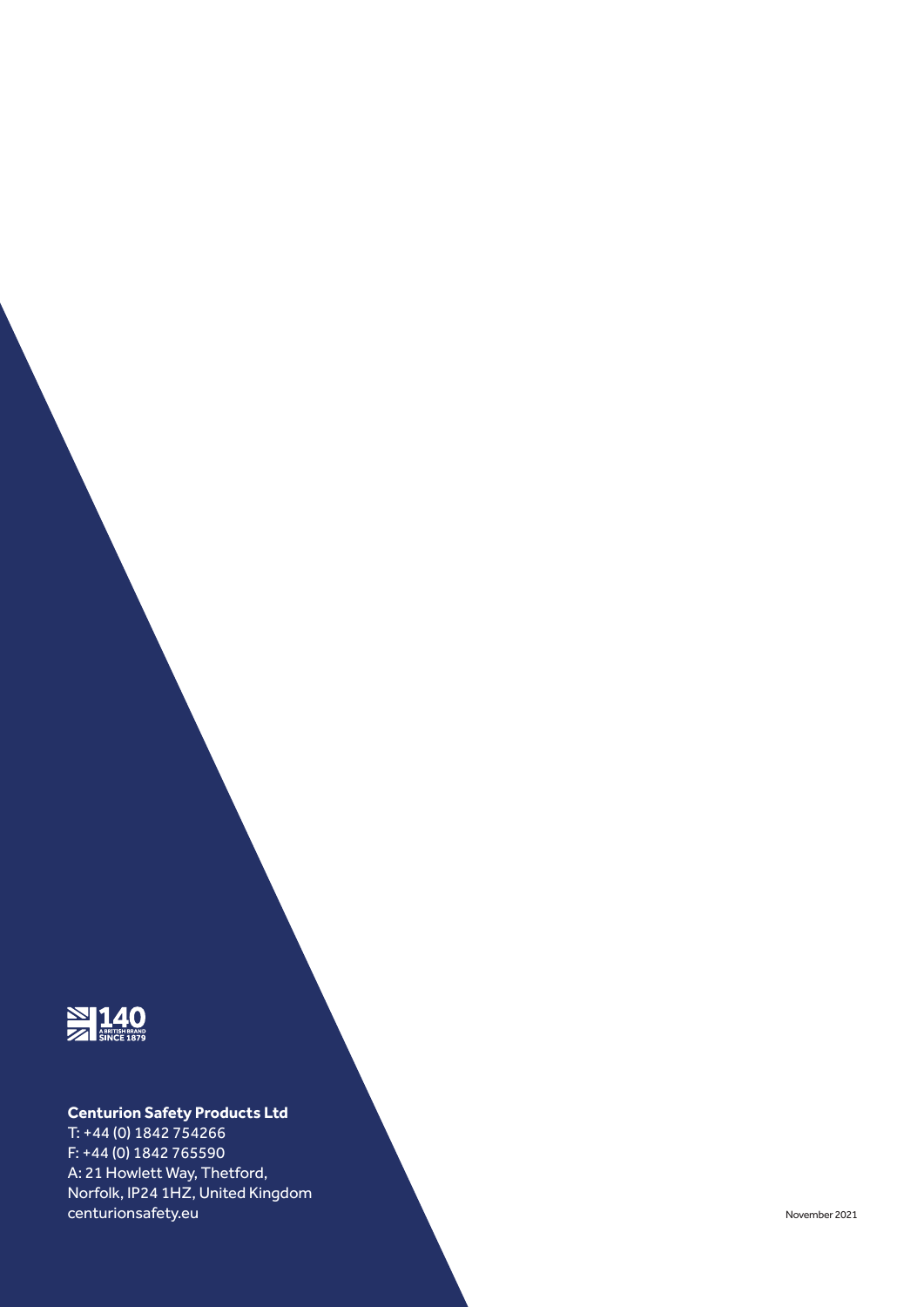140
A BRITISH BRAND
SINCE 1879

**Centurion Safety Products Ltd**
T: +44 (0) 1842 754266
F: +44 (0) 1842 765590
A: 21 Howlett Way, Thetford,
Norfolk, IP24 1HZ, United Kingdom
centurionsafety.eu

November 2021